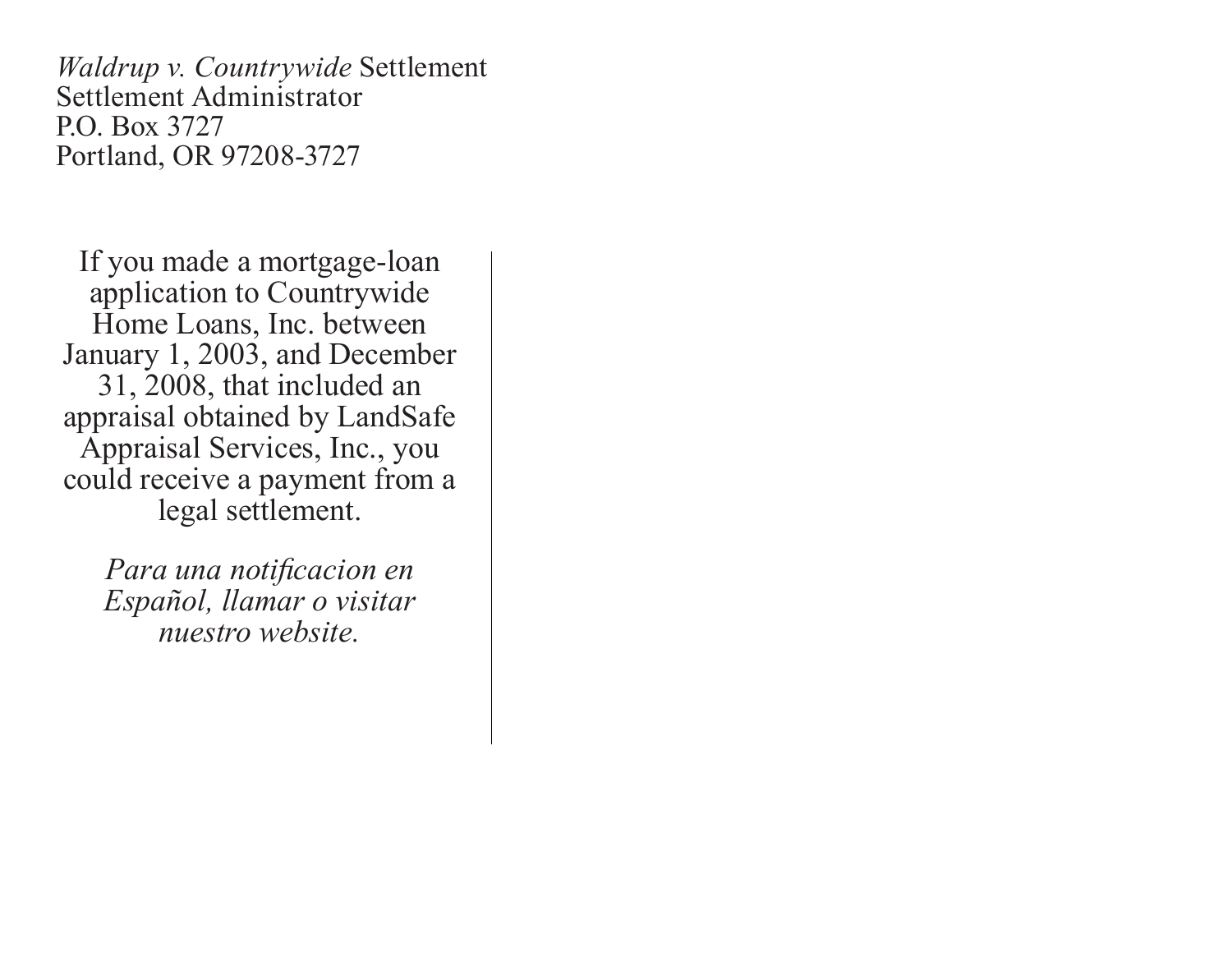*Waldrup v. Countrywide* Settlement
Settlement Administrator
P.O. Box 3727
Portland, OR 97208-3727

If you made a mortgage-loan application to Countrywide Home Loans, Inc. between January 1, 2003, and December 31, 2008, that included an appraisal obtained by LandSafe Appraisal Services, Inc., you could receive a payment from a legal settlement.

*Para una notificacion en Español, llamar o visitar nuestro website.*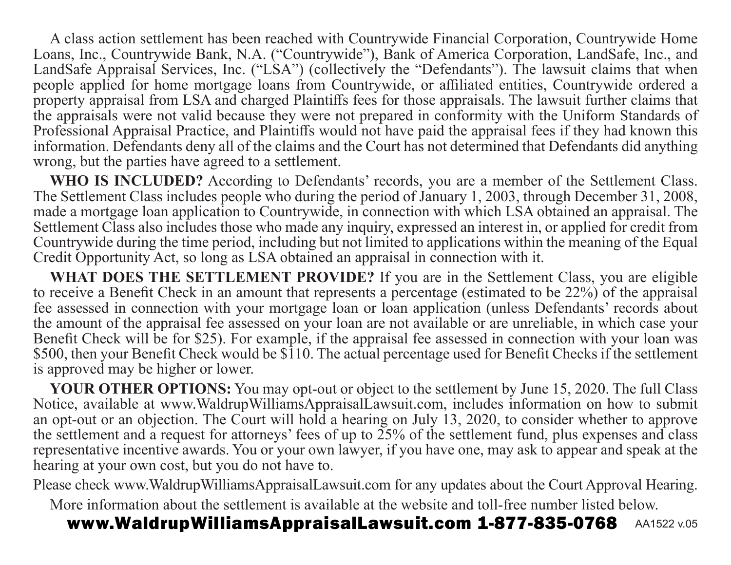A class action settlement has been reached with Countrywide Financial Corporation, Countrywide Home Loans, Inc., Countrywide Bank, N.A. ("Countrywide"), Bank of America Corporation, LandSafe, Inc., and LandSafe Appraisal Services, Inc. ("LSA") (collectively the "Defendants"). The lawsuit claims that when people applied for home mortgage loans from Countrywide, or affiliated entities, Countrywide ordered a property appraisal from LSA and charged Plaintiffs fees for those appraisals. The lawsuit further claims that the appraisals were not valid because they were not prepared in conformity with the Uniform Standards of Professional Appraisal Practice, and Plaintiffs would not have paid the appraisal fees if they had known this information. Defendants deny all of the claims and the Court has not determined that Defendants did anything wrong, but the parties have agreed to a settlement.

**WHO IS INCLUDED?** According to Defendants' records, you are a member of the Settlement Class. The Settlement Class includes people who during the period of January 1, 2003, through December 31, 2008, made a mortgage loan application to Countrywide, in connection with which LSA obtained an appraisal. The Settlement Class also includes those who made any inquiry, expressed an interest in, or applied for credit from Countrywide during the time period, including but not limited to applications within the meaning of the Equal Credit Opportunity Act, so long as LSA obtained an appraisal in connection with it.

**WHAT DOES THE SETTLEMENT PROVIDE?** If you are in the Settlement Class, you are eligible to receive a Benefit Check in an amount that represents a percentage (estimated to be 22%) of the appraisal fee assessed in connection with your mortgage loan or loan application (unless Defendants' records about the amount of the appraisal fee assessed on your loan are not available or are unreliable, in which case your Benefit Check will be for $25). For example, if the appraisal fee assessed in connection with your loan was $500, then your Benefit Check would be $110. The actual percentage used for Benefit Checks if the settlement is approved may be higher or lower.

**YOUR OTHER OPTIONS:** You may opt-out or object to the settlement by June 15, 2020. The full Class Notice, available at www.WaldrupWilliamsAppraisalLawsuit.com, includes information on how to submit an opt-out or an objection. The Court will hold a hearing on July 13, 2020, to consider whether to approve the settlement and a request for attorneys' fees of up to 25% of the settlement fund, plus expenses and class representative incentive awards. You or your own lawyer, if you have one, may ask to appear and speak at the hearing at your own cost, but you do not have to.

Please check www.WaldrupWilliamsAppraisalLawsuit.com for any updates about the Court Approval Hearing.

More information about the settlement is available at the website and toll-free number listed below.

**www.WaldrupWilliamsAppraisalLawsuit.com 1-877-835-0768** AA1522 v.05